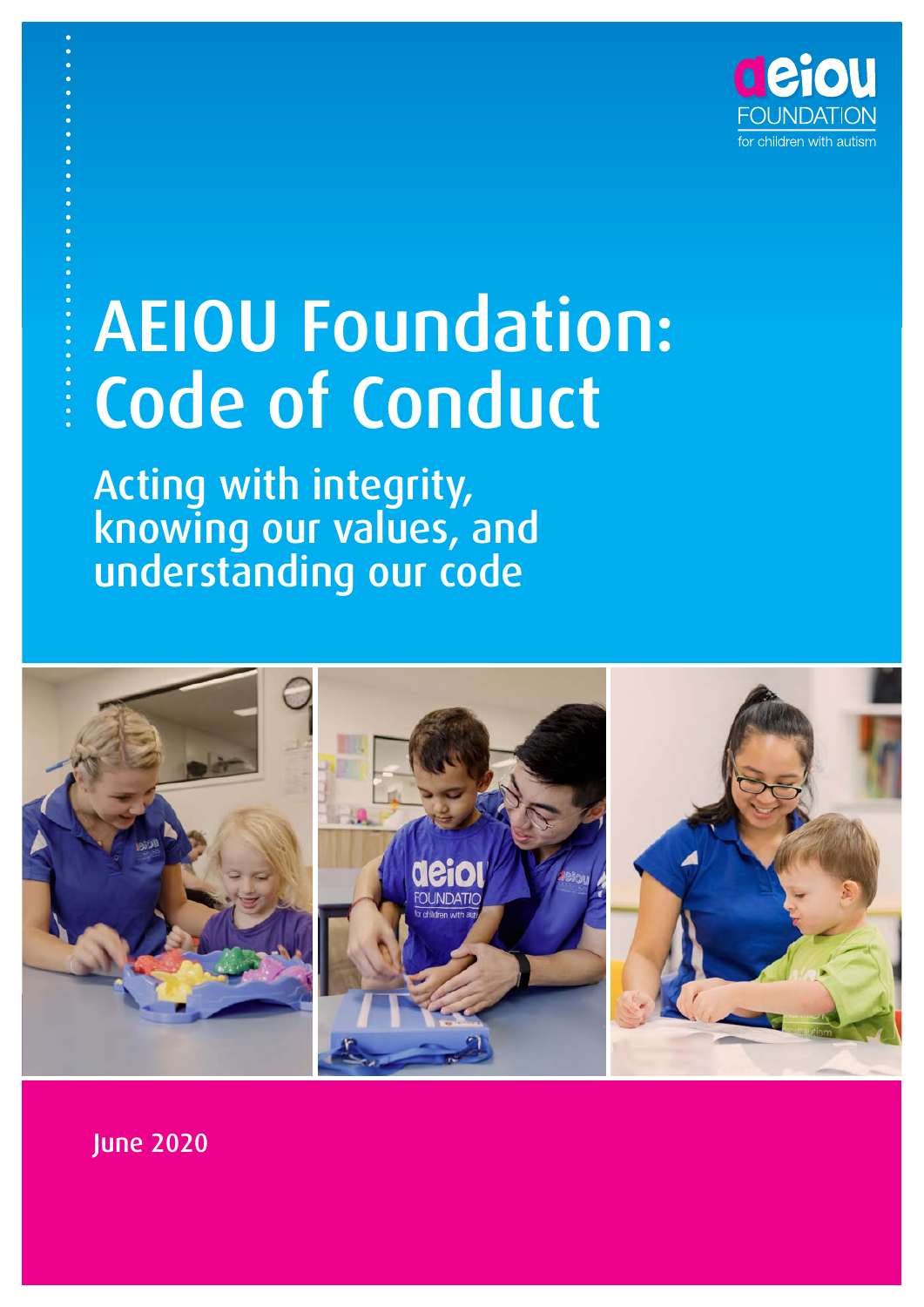aeiou FOUNDATION for children with autism

# AEIOU Foundation: Code of Conduct

## Acting with integrity, knowing our values, and understanding our code

June 2020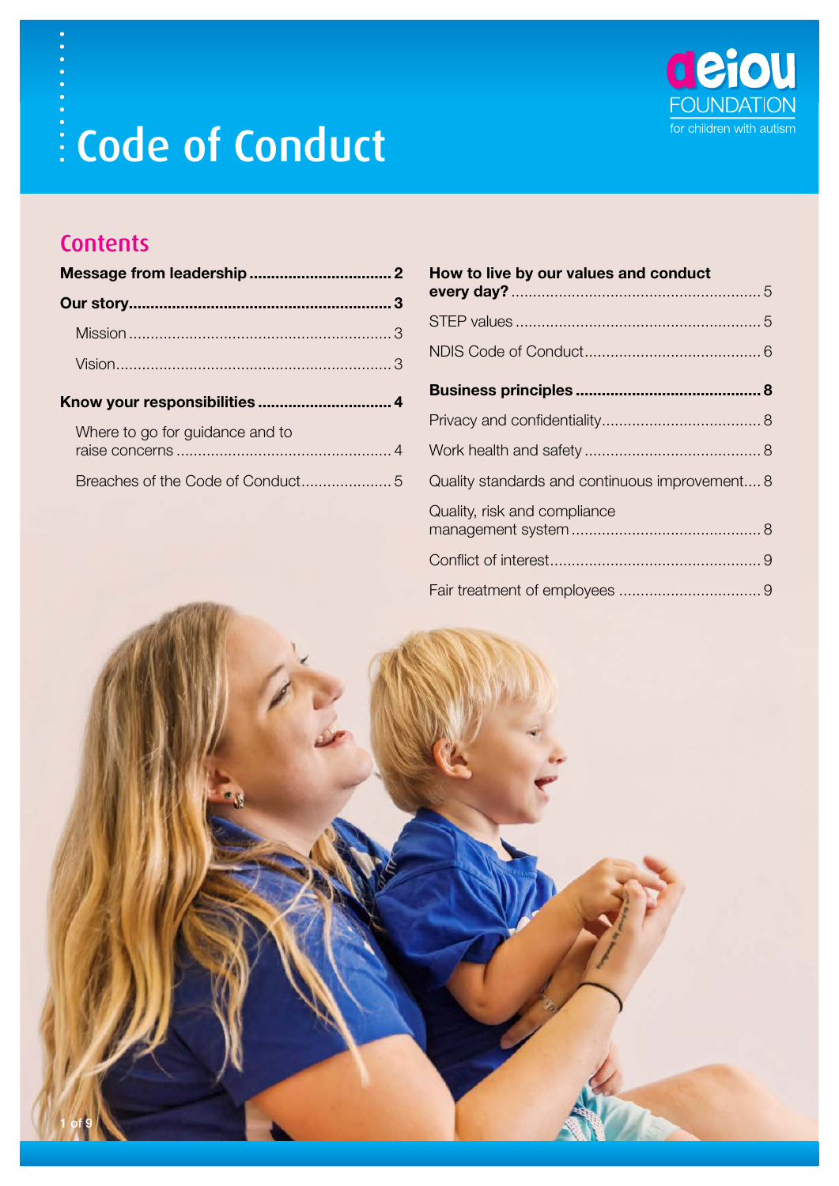# Code of Conduct

aeiou FOUNDATION for children with autism

## Contents

**Message from leadership** ................................ **2**

**Our story** ................................ **3**

- Mission ................................ 3
- Vision ................................ 3

**Know your responsibilities** ................................ **4**

- Where to go for guidance and to raise concerns ................................ 4
- Breaches of the Code of Conduct ................................ 5

**How to live by our values and conduct every day?** ................................ 5

- STEP values ................................ 5
- NDIS Code of Conduct ................................ 6

**Business principles** ................................ **8**

- Privacy and confidentiality ................................ 8
- Work health and safety ................................ 8
- Quality standards and continuous improvement ................................ 8
- Quality, risk and compliance management system ................................ 8
- Conflict of interest ................................ 9
- Fair treatment of employees ................................ 9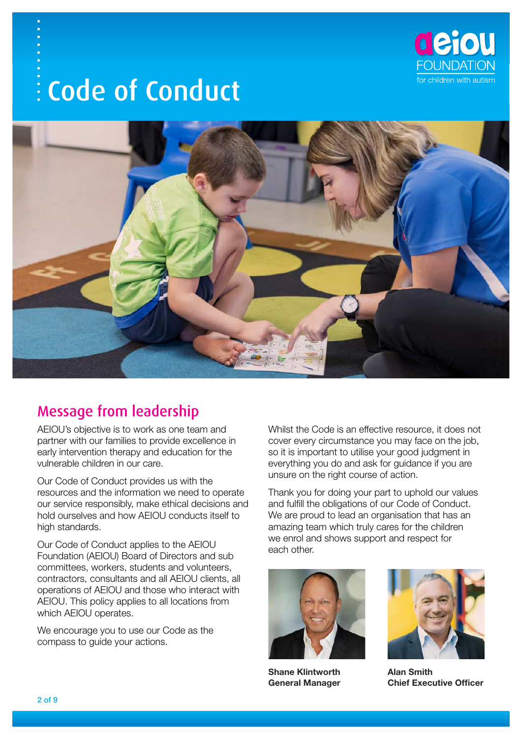# Code of Conduct

## Message from leadership

AEIOU's objective is to work as one team and partner with our families to provide excellence in early intervention therapy and education for the vulnerable children in our care.

Our Code of Conduct provides us with the resources and the information we need to operate our service responsibly, make ethical decisions and hold ourselves and how AEIOU conducts itself to high standards.

Our Code of Conduct applies to the AEIOU Foundation (AEIOU) Board of Directors and sub committees, workers, students and volunteers, contractors, consultants and all AEIOU clients, all operations of AEIOU and those who interact with AEIOU. This policy applies to all locations from which AEIOU operates.

We encourage you to use our Code as the compass to guide your actions.

Whilst the Code is an effective resource, it does not cover every circumstance you may face on the job, so it is important to utilise your good judgment in everything you do and ask for guidance if you are unsure on the right course of action.

Thank you for doing your part to uphold our values and fulfill the obligations of our Code of Conduct. We are proud to lead an organisation that has an amazing team which truly cares for the children we enrol and shows support and respect for each other.

**Shane Klintworth**
**General Manager**

**Alan Smith**
**Chief Executive Officer**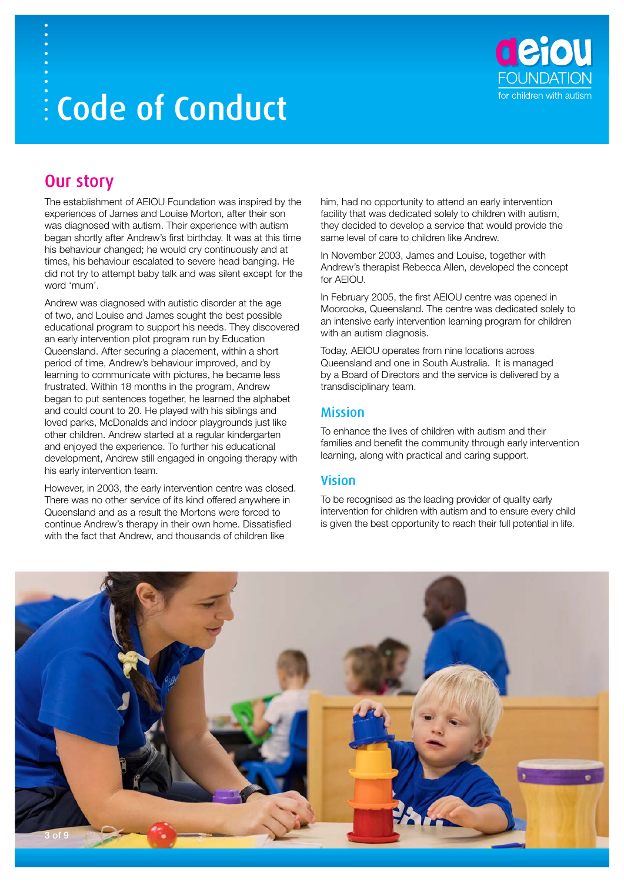# Code of Conduct

## Our story

The establishment of AEIOU Foundation was inspired by the experiences of James and Louise Morton, after their son was diagnosed with autism. Their experience with autism began shortly after Andrew's first birthday. It was at this time his behaviour changed; he would cry continuously and at times, his behaviour escalated to severe head banging. He did not try to attempt baby talk and was silent except for the word 'mum'.

Andrew was diagnosed with autistic disorder at the age of two, and Louise and James sought the best possible educational program to support his needs. They discovered an early intervention pilot program run by Education Queensland. After securing a placement, within a short period of time, Andrew's behaviour improved, and by learning to communicate with pictures, he became less frustrated. Within 18 months in the program, Andrew began to put sentences together, he learned the alphabet and could count to 20. He played with his siblings and loved parks, McDonalds and indoor playgrounds just like other children. Andrew started at a regular kindergarten and enjoyed the experience. To further his educational development, Andrew still engaged in ongoing therapy with his early intervention team.

However, in 2003, the early intervention centre was closed. There was no other service of its kind offered anywhere in Queensland and as a result the Mortons were forced to continue Andrew's therapy in their own home. Dissatisfied with the fact that Andrew, and thousands of children like him, had no opportunity to attend an early intervention facility that was dedicated solely to children with autism, they decided to develop a service that would provide the same level of care to children like Andrew.

In November 2003, James and Louise, together with Andrew's therapist Rebecca Allen, developed the concept for AEIOU.

In February 2005, the first AEIOU centre was opened in Moorooka, Queensland. The centre was dedicated solely to an intensive early intervention learning program for children with an autism diagnosis.

Today, AEIOU operates from nine locations across Queensland and one in South Australia. It is managed by a Board of Directors and the service is delivered by a transdisciplinary team.

### Mission

To enhance the lives of children with autism and their families and benefit the community through early intervention learning, along with practical and caring support.

### Vision

To be recognised as the leading provider of quality early intervention for children with autism and to ensure every child is given the best opportunity to reach their full potential in life.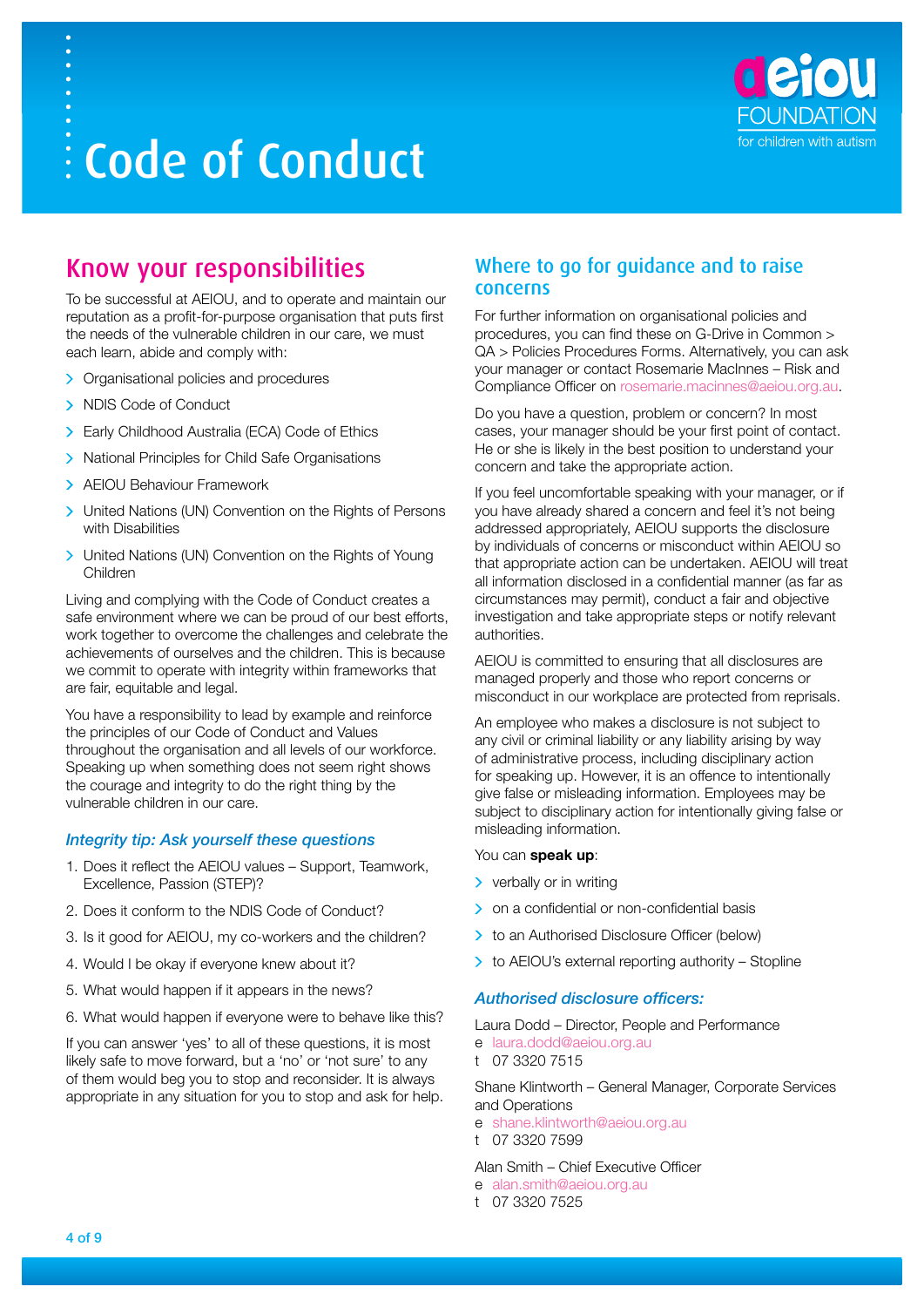# Code of Conduct

## Know your responsibilities

To be successful at AEIOU, and to operate and maintain our reputation as a profit-for-purpose organisation that puts first the needs of the vulnerable children in our care, we must each learn, abide and comply with:

- Organisational policies and procedures
- NDIS Code of Conduct
- Early Childhood Australia (ECA) Code of Ethics
- National Principles for Child Safe Organisations
- AEIOU Behaviour Framework
- United Nations (UN) Convention on the Rights of Persons with Disabilities
- United Nations (UN) Convention on the Rights of Young Children

Living and complying with the Code of Conduct creates a safe environment where we can be proud of our best efforts, work together to overcome the challenges and celebrate the achievements of ourselves and the children. This is because we commit to operate with integrity within frameworks that are fair, equitable and legal.

You have a responsibility to lead by example and reinforce the principles of our Code of Conduct and Values throughout the organisation and all levels of our workforce. Speaking up when something does not seem right shows the courage and integrity to do the right thing by the vulnerable children in our care.

### *Integrity tip: Ask yourself these questions*

1. Does it reflect the AEIOU values – Support, Teamwork, Excellence, Passion (STEP)?
2. Does it conform to the NDIS Code of Conduct?
3. Is it good for AEIOU, my co-workers and the children?
4. Would I be okay if everyone knew about it?
5. What would happen if it appears in the news?
6. What would happen if everyone were to behave like this?

If you can answer 'yes' to all of these questions, it is most likely safe to move forward, but a 'no' or 'not sure' to any of them would beg you to stop and reconsider. It is always appropriate in any situation for you to stop and ask for help.

## Where to go for guidance and to raise concerns

For further information on organisational policies and procedures, you can find these on G-Drive in Common > QA > Policies Procedures Forms. Alternatively, you can ask your manager or contact Rosemarie MacInnes – Risk and Compliance Officer on rosemarie.macinnes@aeiou.org.au.

Do you have a question, problem or concern? In most cases, your manager should be your first point of contact. He or she is likely in the best position to understand your concern and take the appropriate action.

If you feel uncomfortable speaking with your manager, or if you have already shared a concern and feel it's not being addressed appropriately, AEIOU supports the disclosure by individuals of concerns or misconduct within AEIOU so that appropriate action can be undertaken. AEIOU will treat all information disclosed in a confidential manner (as far as circumstances may permit), conduct a fair and objective investigation and take appropriate steps or notify relevant authorities.

AEIOU is committed to ensuring that all disclosures are managed properly and those who report concerns or misconduct in our workplace are protected from reprisals.

An employee who makes a disclosure is not subject to any civil or criminal liability or any liability arising by way of administrative process, including disciplinary action for speaking up. However, it is an offence to intentionally give false or misleading information. Employees may be subject to disciplinary action for intentionally giving false or misleading information.

You can **speak up**:

- verbally or in writing
- on a confidential or non-confidential basis
- to an Authorised Disclosure Officer (below)
- to AEIOU's external reporting authority – Stopline

### *Authorised disclosure officers:*

Laura Dodd – Director, People and Performance
e laura.dodd@aeiou.org.au
t 07 3320 7515

Shane Klintworth – General Manager, Corporate Services and Operations
e shane.klintworth@aeiou.org.au
t 07 3320 7599

Alan Smith – Chief Executive Officer
e alan.smith@aeiou.org.au
t 07 3320 7525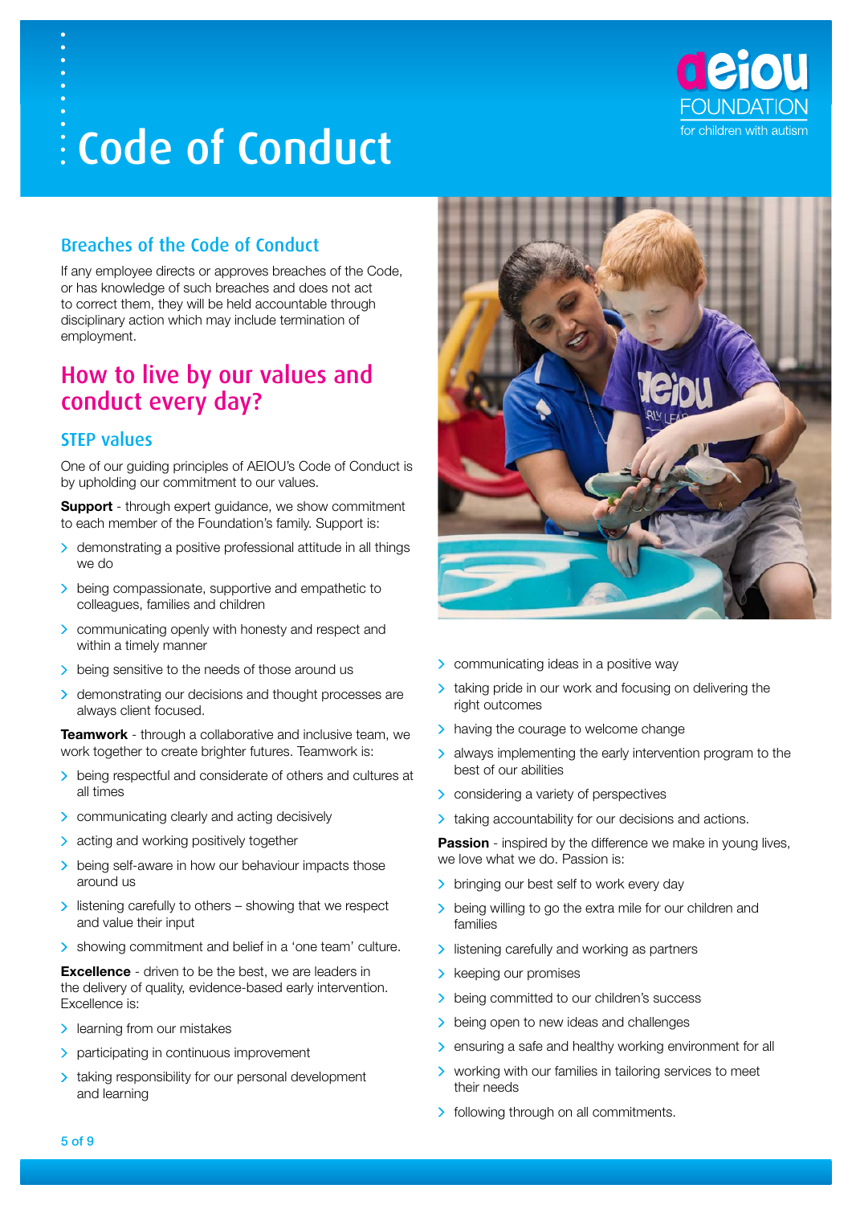# Code of Conduct

## Breaches of the Code of Conduct

If any employee directs or approves breaches of the Code, or has knowledge of such breaches and does not act to correct them, they will be held accountable through disciplinary action which may include termination of employment.

## How to live by our values and conduct every day?

### STEP values

One of our guiding principles of AEIOU's Code of Conduct is by upholding our commitment to our values.

**Support** - through expert guidance, we show commitment to each member of the Foundation's family. Support is:

- demonstrating a positive professional attitude in all things we do
- being compassionate, supportive and empathetic to colleagues, families and children
- communicating openly with honesty and respect and within a timely manner
- being sensitive to the needs of those around us
- demonstrating our decisions and thought processes are always client focused.

**Teamwork** - through a collaborative and inclusive team, we work together to create brighter futures. Teamwork is:

- being respectful and considerate of others and cultures at all times
- communicating clearly and acting decisively
- acting and working positively together
- being self-aware in how our behaviour impacts those around us
- listening carefully to others – showing that we respect and value their input
- showing commitment and belief in a 'one team' culture.

**Excellence** - driven to be the best, we are leaders in the delivery of quality, evidence-based early intervention. Excellence is:

- learning from our mistakes
- participating in continuous improvement
- taking responsibility for our personal development and learning
- communicating ideas in a positive way
- taking pride in our work and focusing on delivering the right outcomes
- having the courage to welcome change
- always implementing the early intervention program to the best of our abilities
- considering a variety of perspectives
- taking accountability for our decisions and actions.

**Passion** - inspired by the difference we make in young lives, we love what we do. Passion is:

- bringing our best self to work every day
- being willing to go the extra mile for our children and families
- listening carefully and working as partners
- keeping our promises
- being committed to our children's success
- being open to new ideas and challenges
- ensuring a safe and healthy working environment for all
- working with our families in tailoring services to meet their needs
- following through on all commitments.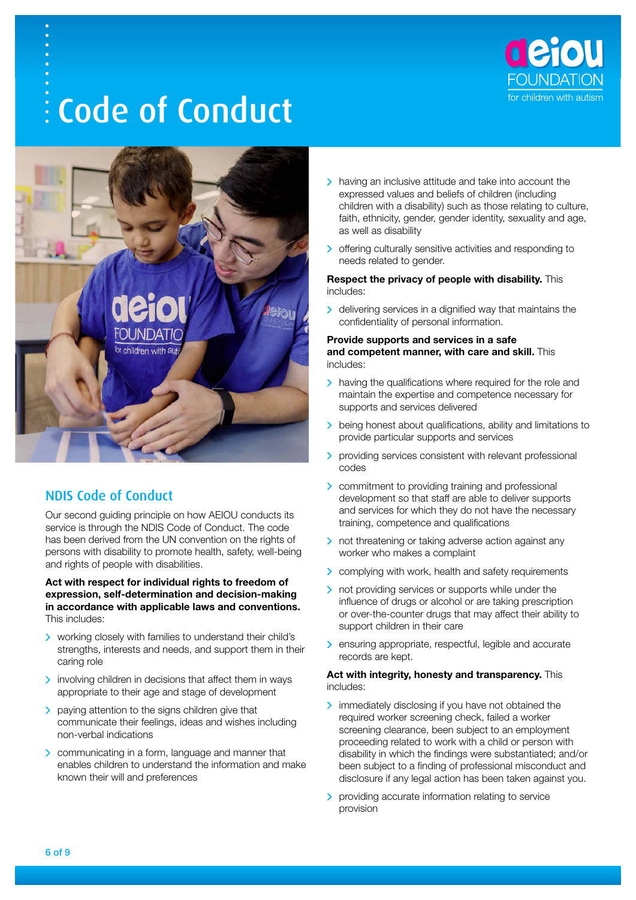# Code of Conduct

## NDIS Code of Conduct

Our second guiding principle on how AEIOU conducts its service is through the NDIS Code of Conduct. The code has been derived from the UN convention on the rights of persons with disability to promote health, safety, well-being and rights of people with disabilities.

**Act with respect for individual rights to freedom of expression, self-determination and decision-making in accordance with applicable laws and conventions.** This includes:

- working closely with families to understand their child's strengths, interests and needs, and support them in their caring role
- involving children in decisions that affect them in ways appropriate to their age and stage of development
- paying attention to the signs children give that communicate their feelings, ideas and wishes including non-verbal indications
- communicating in a form, language and manner that enables children to understand the information and make known their will and preferences
- having an inclusive attitude and take into account the expressed values and beliefs of children (including children with a disability) such as those relating to culture, faith, ethnicity, gender, gender identity, sexuality and age, as well as disability
- offering culturally sensitive activities and responding to needs related to gender.

**Respect the privacy of people with disability.** This includes:

- delivering services in a dignified way that maintains the confidentiality of personal information.

**Provide supports and services in a safe and competent manner, with care and skill.** This includes:

- having the qualifications where required for the role and maintain the expertise and competence necessary for supports and services delivered
- being honest about qualifications, ability and limitations to provide particular supports and services
- providing services consistent with relevant professional codes
- commitment to providing training and professional development so that staff are able to deliver supports and services for which they do not have the necessary training, competence and qualifications
- not threatening or taking adverse action against any worker who makes a complaint
- complying with work, health and safety requirements
- not providing services or supports while under the influence of drugs or alcohol or are taking prescription or over-the-counter drugs that may affect their ability to support children in their care
- ensuring appropriate, respectful, legible and accurate records are kept.

**Act with integrity, honesty and transparency.** This includes:

- immediately disclosing if you have not obtained the required worker screening check, failed a worker screening clearance, been subject to an employment proceeding related to work with a child or person with disability in which the findings were substantiated; and/or been subject to a finding of professional misconduct and disclosure if any legal action has been taken against you.
- providing accurate information relating to service provision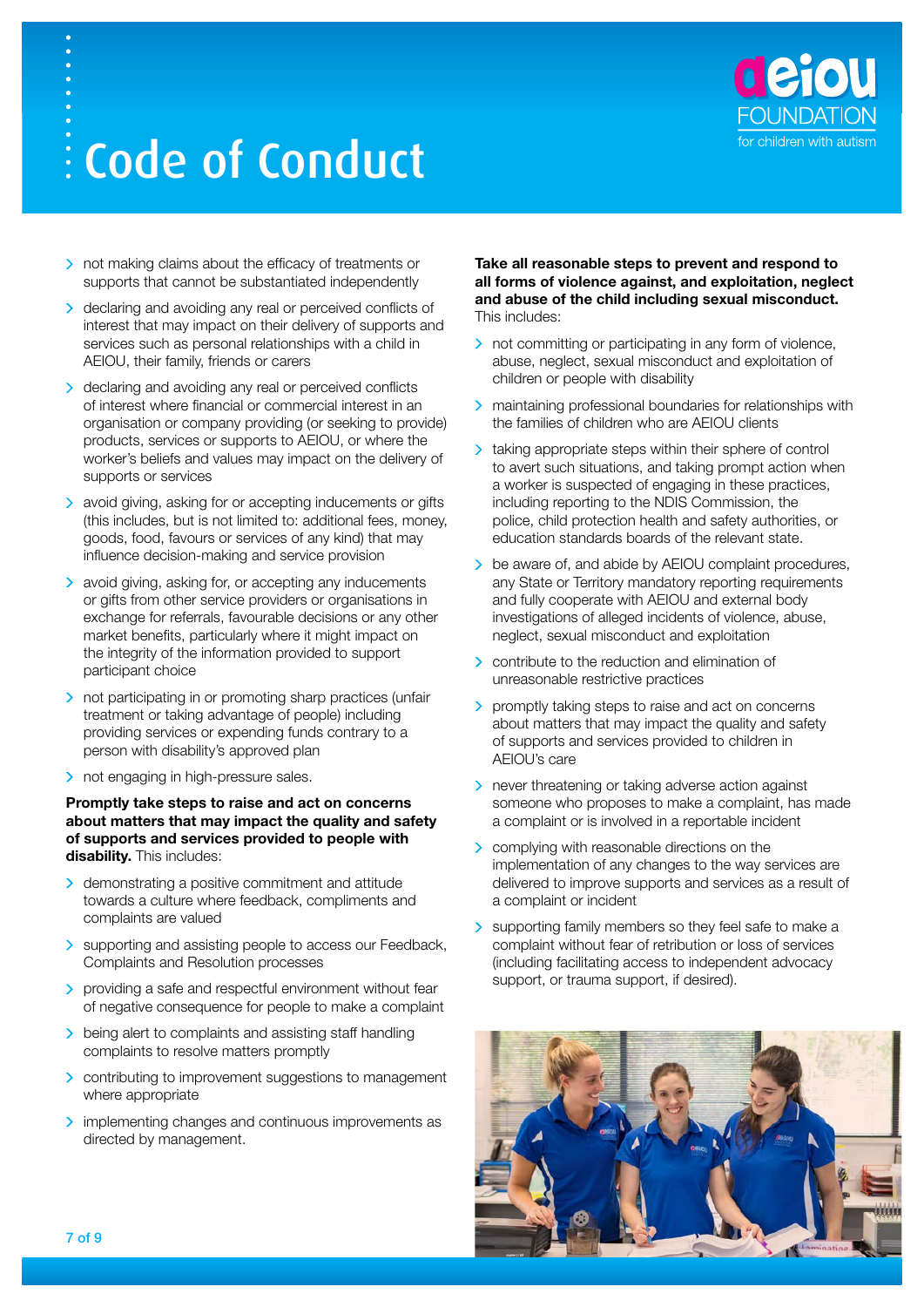- not making claims about the efficacy of treatments or supports that cannot be substantiated independently
- declaring and avoiding any real or perceived conflicts of interest that may impact on their delivery of supports and services such as personal relationships with a child in AEIOU, their family, friends or carers
- declaring and avoiding any real or perceived conflicts of interest where financial or commercial interest in an organisation or company providing (or seeking to provide) products, services or supports to AEIOU, or where the worker's beliefs and values may impact on the delivery of supports or services
- avoid giving, asking for or accepting inducements or gifts (this includes, but is not limited to: additional fees, money, goods, food, favours or services of any kind) that may influence decision-making and service provision
- avoid giving, asking for, or accepting any inducements or gifts from other service providers or organisations in exchange for referrals, favourable decisions or any other market benefits, particularly where it might impact on the integrity of the information provided to support participant choice
- not participating in or promoting sharp practices (unfair treatment or taking advantage of people) including providing services or expending funds contrary to a person with disability's approved plan
- not engaging in high-pressure sales.

**Promptly take steps to raise and act on concerns about matters that may impact the quality and safety of supports and services provided to people with disability.** This includes:

- demonstrating a positive commitment and attitude towards a culture where feedback, compliments and complaints are valued
- supporting and assisting people to access our Feedback, Complaints and Resolution processes
- providing a safe and respectful environment without fear of negative consequence for people to make a complaint
- being alert to complaints and assisting staff handling complaints to resolve matters promptly
- contributing to improvement suggestions to management where appropriate
- implementing changes and continuous improvements as directed by management.

**Take all reasonable steps to prevent and respond to all forms of violence against, and exploitation, neglect and abuse of the child including sexual misconduct.** This includes:

- not committing or participating in any form of violence, abuse, neglect, sexual misconduct and exploitation of children or people with disability
- maintaining professional boundaries for relationships with the families of children who are AEIOU clients
- taking appropriate steps within their sphere of control to avert such situations, and taking prompt action when a worker is suspected of engaging in these practices, including reporting to the NDIS Commission, the police, child protection health and safety authorities, or education standards boards of the relevant state.
- be aware of, and abide by AEIOU complaint procedures, any State or Territory mandatory reporting requirements and fully cooperate with AEIOU and external body investigations of alleged incidents of violence, abuse, neglect, sexual misconduct and exploitation
- contribute to the reduction and elimination of unreasonable restrictive practices
- promptly taking steps to raise and act on concerns about matters that may impact the quality and safety of supports and services provided to children in AEIOU's care
- never threatening or taking adverse action against someone who proposes to make a complaint, has made a complaint or is involved in a reportable incident
- complying with reasonable directions on the implementation of any changes to the way services are delivered to improve supports and services as a result of a complaint or incident
- supporting family members so they feel safe to make a complaint without fear of retribution or loss of services (including facilitating access to independent advocacy support, or trauma support, if desired).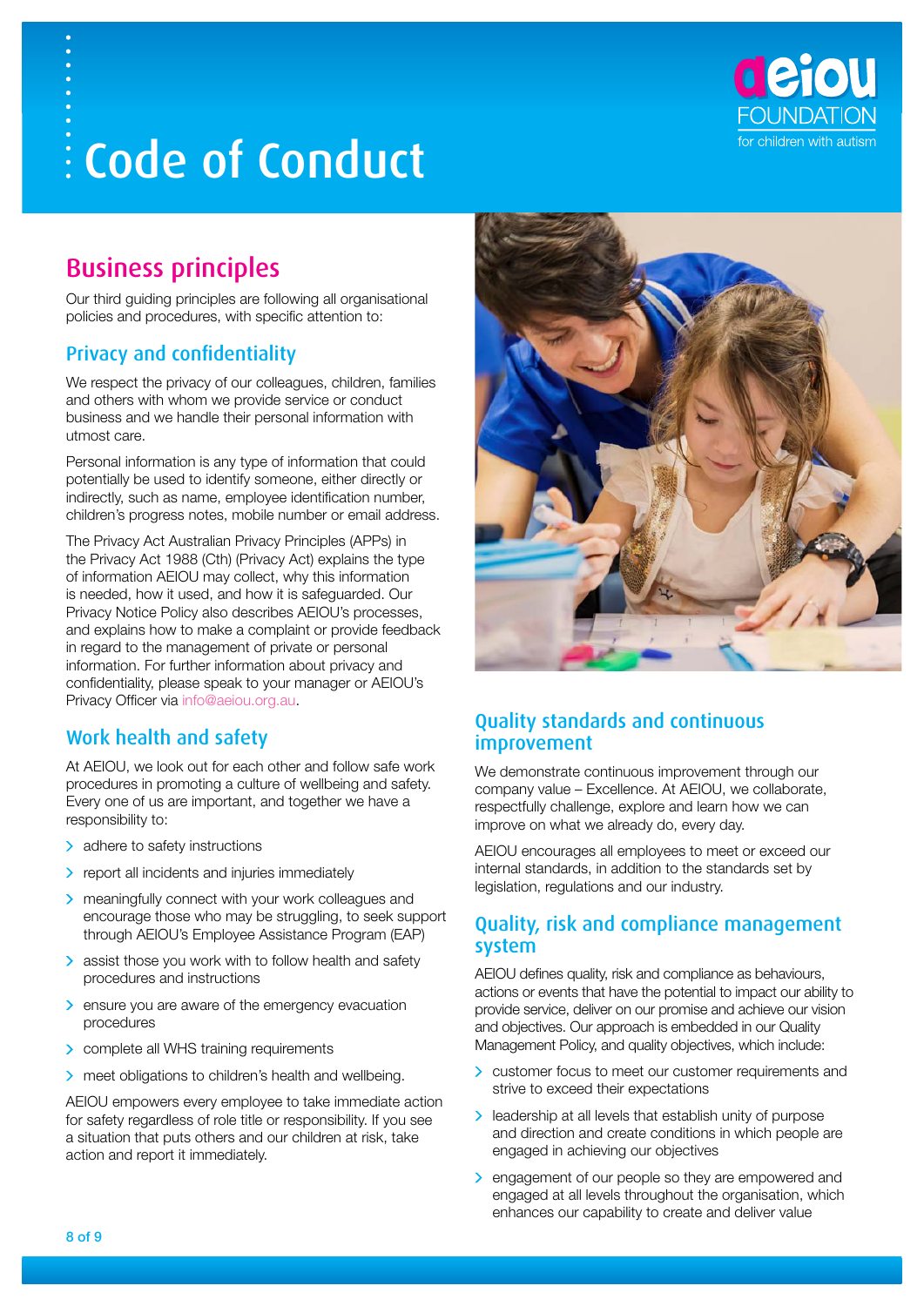# Code of Conduct

## Business principles

Our third guiding principles are following all organisational policies and procedures, with specific attention to:

### Privacy and confidentiality

We respect the privacy of our colleagues, children, families and others with whom we provide service or conduct business and we handle their personal information with utmost care.

Personal information is any type of information that could potentially be used to identify someone, either directly or indirectly, such as name, employee identification number, children's progress notes, mobile number or email address.

The Privacy Act Australian Privacy Principles (APPs) in the Privacy Act 1988 (Cth) (Privacy Act) explains the type of information AEIOU may collect, why this information is needed, how it used, and how it is safeguarded. Our Privacy Notice Policy also describes AEIOU's processes, and explains how to make a complaint or provide feedback in regard to the management of private or personal information. For further information about privacy and confidentiality, please speak to your manager or AEIOU's Privacy Officer via info@aeiou.org.au.

### Work health and safety

At AEIOU, we look out for each other and follow safe work procedures in promoting a culture of wellbeing and safety. Every one of us are important, and together we have a responsibility to:

- adhere to safety instructions
- report all incidents and injuries immediately
- meaningfully connect with your work colleagues and encourage those who may be struggling, to seek support through AEIOU's Employee Assistance Program (EAP)
- assist those you work with to follow health and safety procedures and instructions
- ensure you are aware of the emergency evacuation procedures
- complete all WHS training requirements
- meet obligations to children's health and wellbeing.

AEIOU empowers every employee to take immediate action for safety regardless of role title or responsibility. If you see a situation that puts others and our children at risk, take action and report it immediately.

### Quality standards and continuous improvement

We demonstrate continuous improvement through our company value – Excellence. At AEIOU, we collaborate, respectfully challenge, explore and learn how we can improve on what we already do, every day.

AEIOU encourages all employees to meet or exceed our internal standards, in addition to the standards set by legislation, regulations and our industry.

### Quality, risk and compliance management system

AEIOU defines quality, risk and compliance as behaviours, actions or events that have the potential to impact our ability to provide service, deliver on our promise and achieve our vision and objectives. Our approach is embedded in our Quality Management Policy, and quality objectives, which include:

- customer focus to meet our customer requirements and strive to exceed their expectations
- leadership at all levels that establish unity of purpose and direction and create conditions in which people are engaged in achieving our objectives
- engagement of our people so they are empowered and engaged at all levels throughout the organisation, which enhances our capability to create and deliver value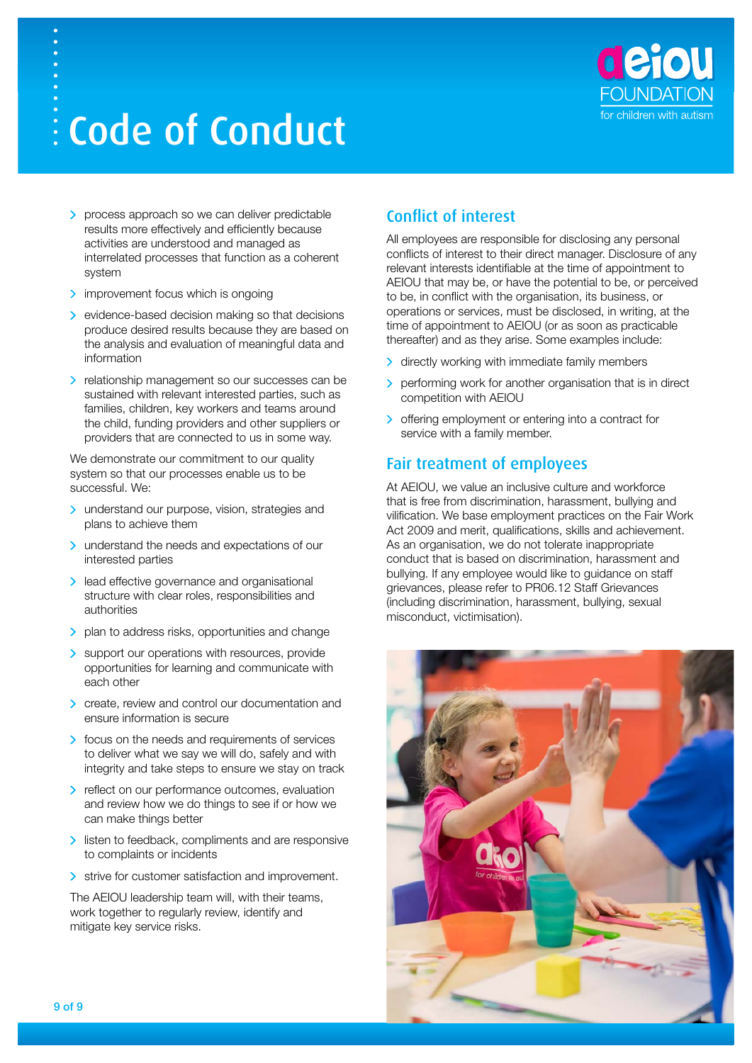# Code of Conduct

- process approach so we can deliver predictable results more effectively and efficiently because activities are understood and managed as interrelated processes that function as a coherent system
- improvement focus which is ongoing
- evidence-based decision making so that decisions produce desired results because they are based on the analysis and evaluation of meaningful data and information
- relationship management so our successes can be sustained with relevant interested parties, such as families, children, key workers and teams around the child, funding providers and other suppliers or providers that are connected to us in some way.

We demonstrate our commitment to our quality system so that our processes enable us to be successful. We:

- understand our purpose, vision, strategies and plans to achieve them
- understand the needs and expectations of our interested parties
- lead effective governance and organisational structure with clear roles, responsibilities and authorities
- plan to address risks, opportunities and change
- support our operations with resources, provide opportunities for learning and communicate with each other
- create, review and control our documentation and ensure information is secure
- focus on the needs and requirements of services to deliver what we say we will do, safely and with integrity and take steps to ensure we stay on track
- reflect on our performance outcomes, evaluation and review how we do things to see if or how we can make things better
- listen to feedback, compliments and are responsive to complaints or incidents
- strive for customer satisfaction and improvement.

The AEIOU leadership team will, with their teams, work together to regularly review, identify and mitigate key service risks.

## Conflict of interest

All employees are responsible for disclosing any personal conflicts of interest to their direct manager. Disclosure of any relevant interests identifiable at the time of appointment to AEIOU that may be, or have the potential to be, or perceived to be, in conflict with the organisation, its business, or operations or services, must be disclosed, in writing, at the time of appointment to AEIOU (or as soon as practicable thereafter) and as they arise. Some examples include:

- directly working with immediate family members
- performing work for another organisation that is in direct competition with AEIOU
- offering employment or entering into a contract for service with a family member.

## Fair treatment of employees

At AEIOU, we value an inclusive culture and workforce that is free from discrimination, harassment, bullying and vilification. We base employment practices on the Fair Work Act 2009 and merit, qualifications, skills and achievement. As an organisation, we do not tolerate inappropriate conduct that is based on discrimination, harassment and bullying. If any employee would like to guidance on staff grievances, please refer to PR06.12 Staff Grievances (including discrimination, harassment, bullying, sexual misconduct, victimisation).